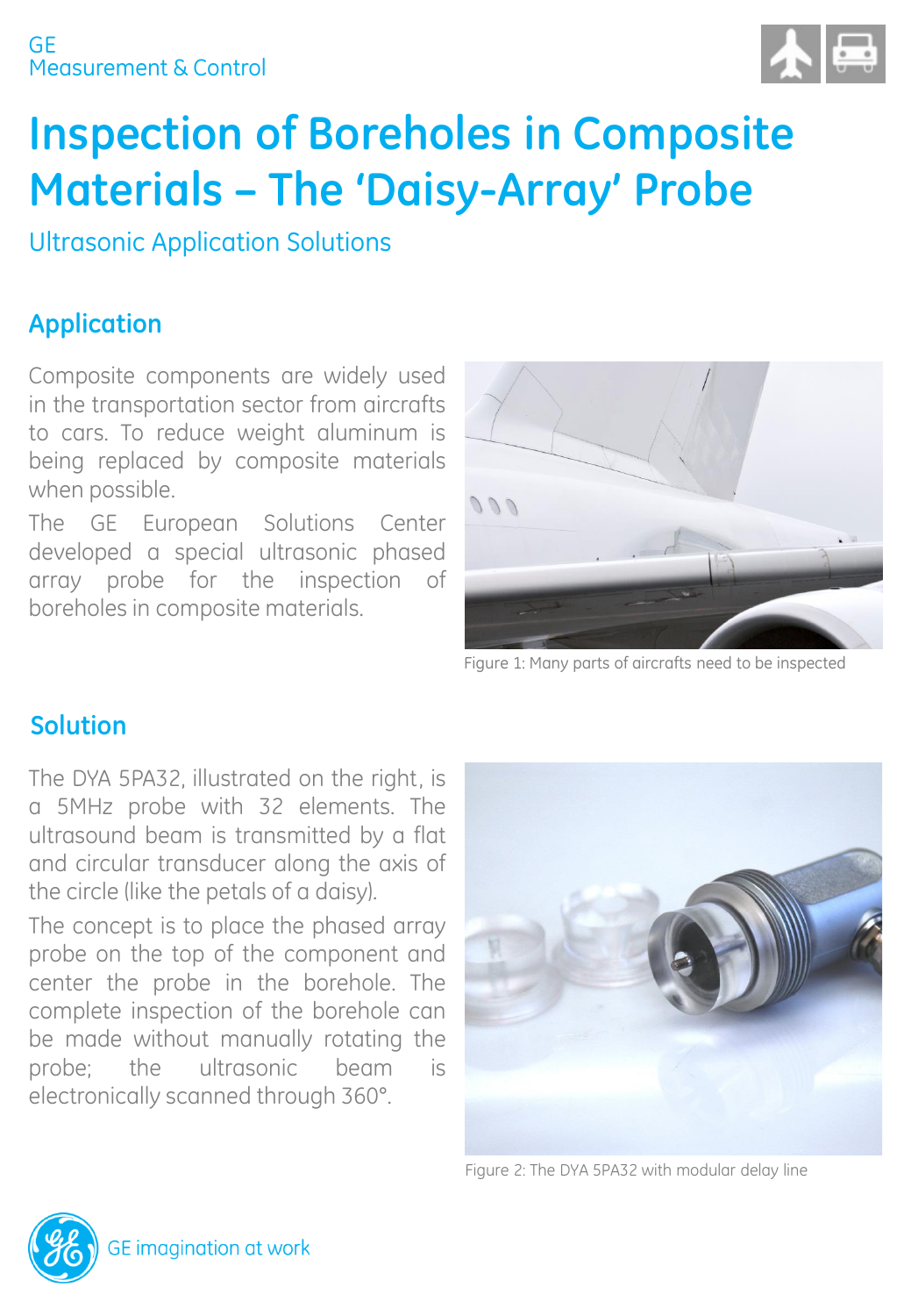GE
Measurement & Control

# Inspection of Boreholes in Composite Materials – The 'Daisy-Array' Probe

Ultrasonic Application Solutions

## Application

Composite components are widely used in the transportation sector from aircrafts to cars. To reduce weight aluminum is being replaced by composite materials when possible.

The GE European Solutions Center developed a special ultrasonic phased array probe for the inspection of boreholes in composite materials.

Figure 1: Many parts of aircrafts need to be inspected

## Solution

The DYA 5PA32, illustrated on the right, is a 5MHz probe with 32 elements. The ultrasound beam is transmitted by a flat and circular transducer along the axis of the circle (like the petals of a daisy).

The concept is to place the phased array probe on the top of the component and center the probe in the borehole. The complete inspection of the borehole can be made without manually rotating the probe; the ultrasonic beam is electronically scanned through 360°.

Figure 2: The DYA 5PA32 with modular delay line

GE imagination at work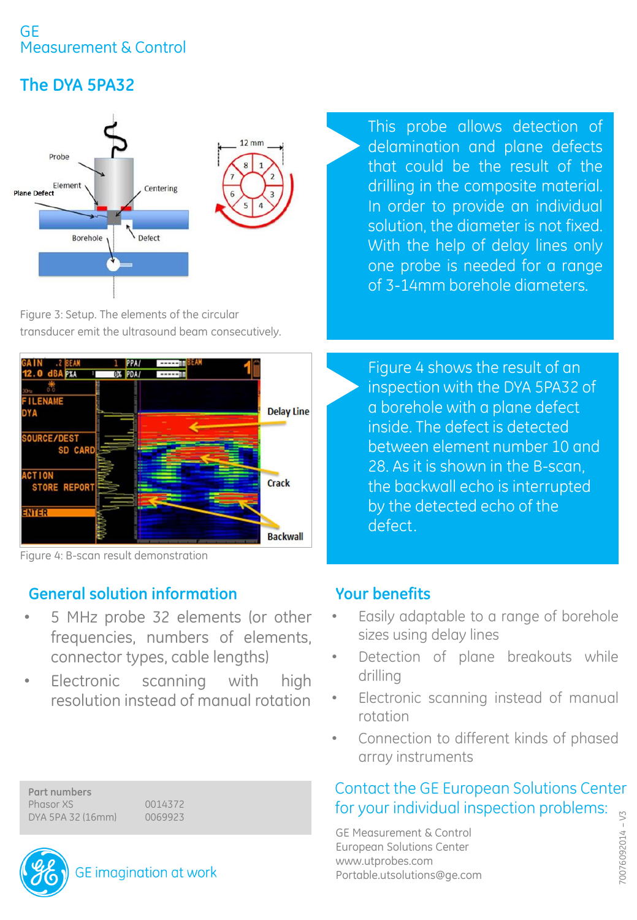GE
Measurement & Control

# The DYA 5PA32

Figure 3: Setup. The elements of the circular transducer emit the ultrasound beam consecutively.

This probe allows detection of delamination and plane defects that could be the result of the drilling in the composite material. In order to provide an individual solution, the diameter is not fixed. With the help of delay lines only one probe is needed for a range of 3-14mm borehole diameters.

Figure 4: B-scan result demonstration

Figure 4 shows the result of an inspection with the DYA 5PA32 of a borehole with a plane defect inside. The defect is detected between element number 10 and 28. As it is shown in the B-scan, the backwall echo is interrupted by the detected echo of the defect.

## General solution information

- 5 MHz probe 32 elements (or other frequencies, numbers of elements, connector types, cable lengths)
- Electronic scanning with high resolution instead of manual rotation

## Your benefits

- Easily adaptable to a range of borehole sizes using delay lines
- Detection of plane breakouts while drilling
- Electronic scanning instead of manual rotation
- Connection to different kinds of phased array instruments

| Part numbers | |
|---|---|
| Phasor XS | 0014372 |
| DYA 5PA 32 (16mm) | 0069923 |

GE imagination at work

## Contact the GE European Solutions Center for your individual inspection problems:

GE Measurement & Control
European Solutions Center
www.utprobes.com
Portable.utsolutions@ge.com

70076092014 – V3